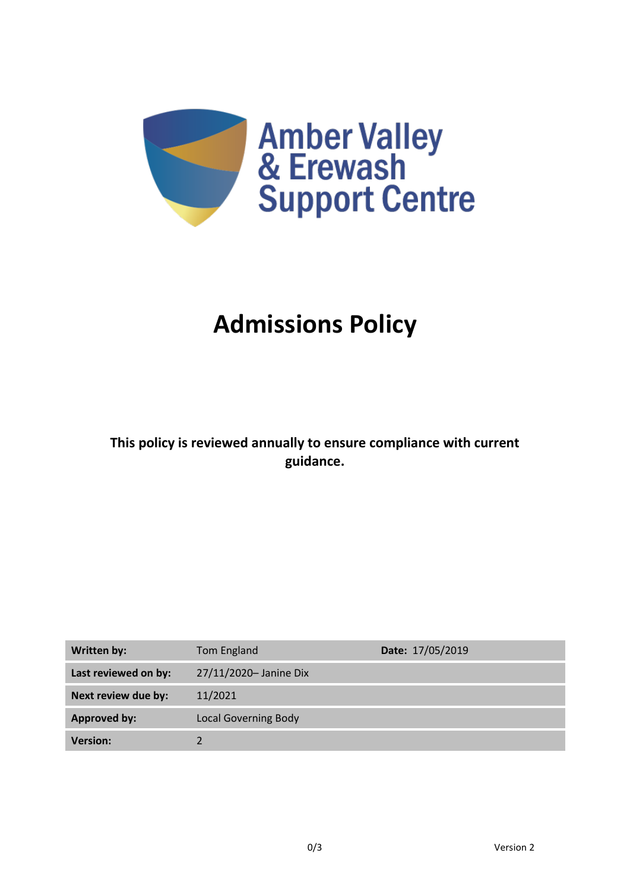Amber Valley & Erewash Support Centre

# Admissions Policy

**This policy is reviewed annually to ensure compliance with current guidance.**

| **Written by:** | Tom England | **Date:** 17/05/2019 |
|---|---|---|
| **Last reviewed on by:** | 27/11/2020– Janine Dix | |
| **Next review due by:** | 11/2021 | |
| **Approved by:** | Local Governing Body | |
| **Version:** | 2 | |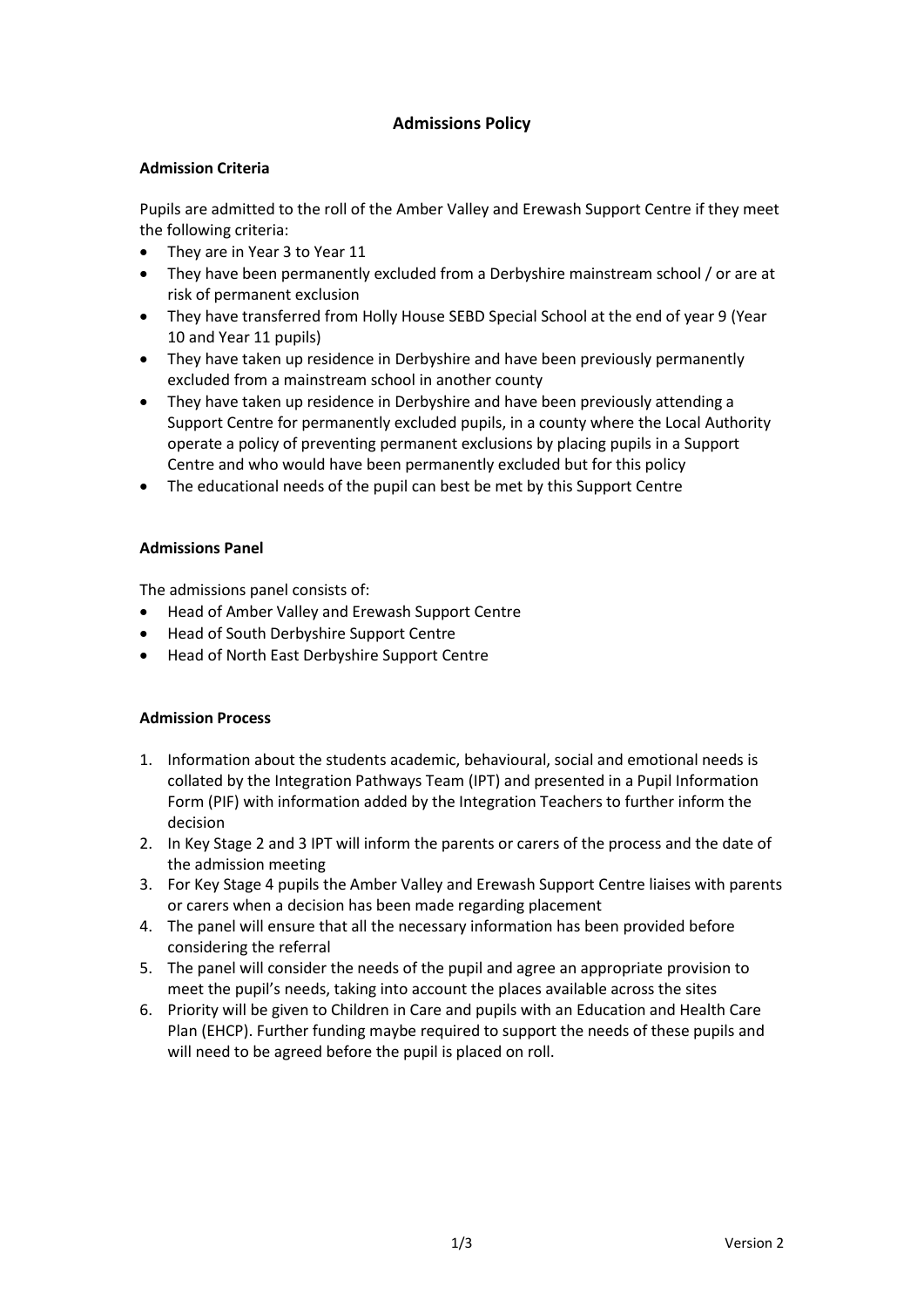# Admissions Policy

### Admission Criteria

Pupils are admitted to the roll of the Amber Valley and Erewash Support Centre if they meet the following criteria:

- They are in Year 3 to Year 11
- They have been permanently excluded from a Derbyshire mainstream school / or are at risk of permanent exclusion
- They have transferred from Holly House SEBD Special School at the end of year 9 (Year 10 and Year 11 pupils)
- They have taken up residence in Derbyshire and have been previously permanently excluded from a mainstream school in another county
- They have taken up residence in Derbyshire and have been previously attending a Support Centre for permanently excluded pupils, in a county where the Local Authority operate a policy of preventing permanent exclusions by placing pupils in a Support Centre and who would have been permanently excluded but for this policy
- The educational needs of the pupil can best be met by this Support Centre

### Admissions Panel

The admissions panel consists of:

- Head of Amber Valley and Erewash Support Centre
- Head of South Derbyshire Support Centre
- Head of North East Derbyshire Support Centre

### Admission Process

1. Information about the students academic, behavioural, social and emotional needs is collated by the Integration Pathways Team (IPT) and presented in a Pupil Information Form (PIF) with information added by the Integration Teachers to further inform the decision
2. In Key Stage 2 and 3 IPT will inform the parents or carers of the process and the date of the admission meeting
3. For Key Stage 4 pupils the Amber Valley and Erewash Support Centre liaises with parents or carers when a decision has been made regarding placement
4. The panel will ensure that all the necessary information has been provided before considering the referral
5. The panel will consider the needs of the pupil and agree an appropriate provision to meet the pupil's needs, taking into account the places available across the sites
6. Priority will be given to Children in Care and pupils with an Education and Health Care Plan (EHCP). Further funding maybe required to support the needs of these pupils and will need to be agreed before the pupil is placed on roll.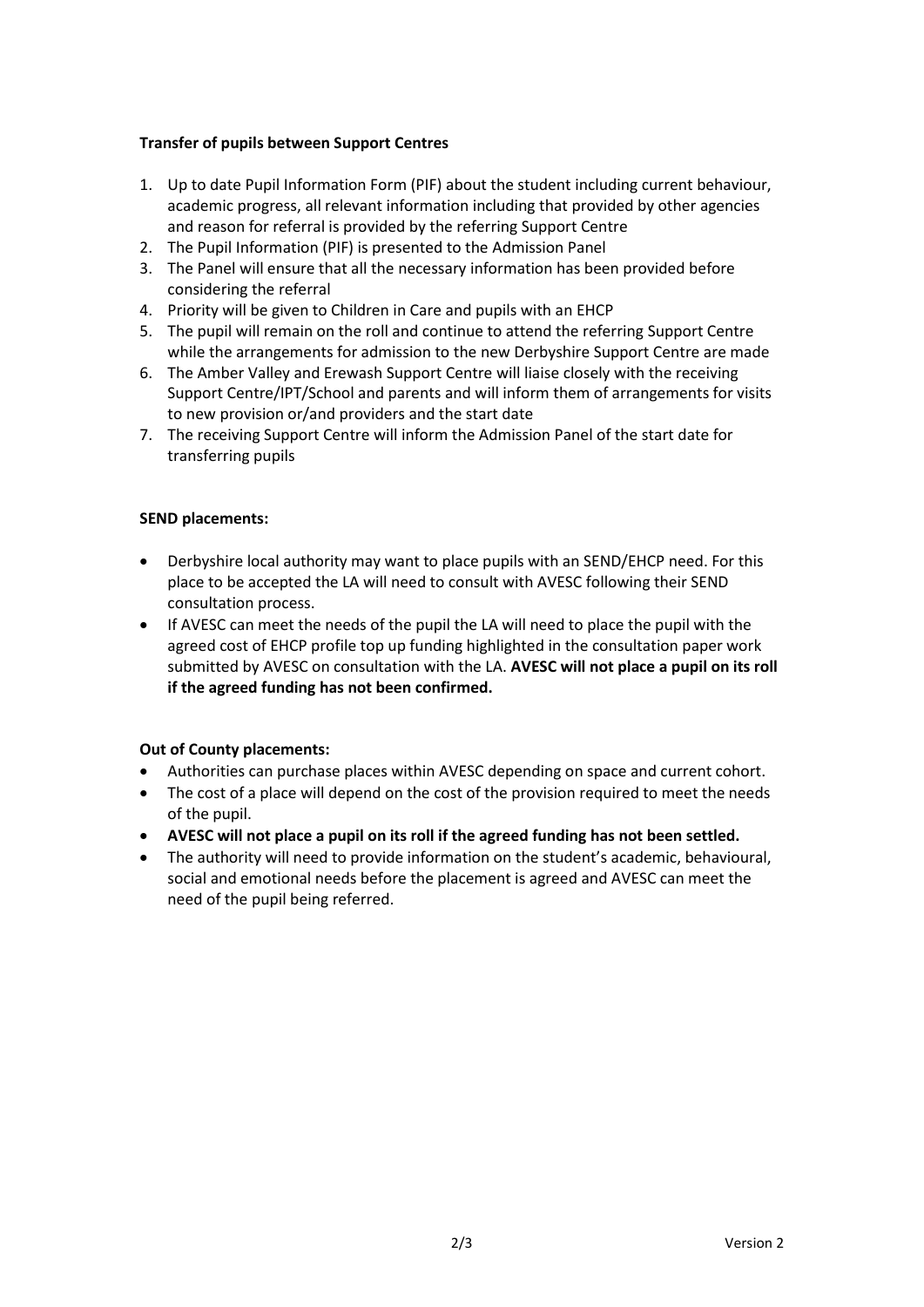**Transfer of pupils between Support Centres**

1. Up to date Pupil Information Form (PIF) about the student including current behaviour, academic progress, all relevant information including that provided by other agencies and reason for referral is provided by the referring Support Centre
2. The Pupil Information (PIF) is presented to the Admission Panel
3. The Panel will ensure that all the necessary information has been provided before considering the referral
4. Priority will be given to Children in Care and pupils with an EHCP
5. The pupil will remain on the roll and continue to attend the referring Support Centre while the arrangements for admission to the new Derbyshire Support Centre are made
6. The Amber Valley and Erewash Support Centre will liaise closely with the receiving Support Centre/IPT/School and parents and will inform them of arrangements for visits to new provision or/and providers and the start date
7. The receiving Support Centre will inform the Admission Panel of the start date for transferring pupils

**SEND placements:**

- Derbyshire local authority may want to place pupils with an SEND/EHCP need. For this place to be accepted the LA will need to consult with AVESC following their SEND consultation process.
- If AVESC can meet the needs of the pupil the LA will need to place the pupil with the agreed cost of EHCP profile top up funding highlighted in the consultation paper work submitted by AVESC on consultation with the LA. **AVESC will not place a pupil on its roll if the agreed funding has not been confirmed.**

**Out of County placements:**

- Authorities can purchase places within AVESC depending on space and current cohort.
- The cost of a place will depend on the cost of the provision required to meet the needs of the pupil.
- **AVESC will not place a pupil on its roll if the agreed funding has not been settled.**
- The authority will need to provide information on the student's academic, behavioural, social and emotional needs before the placement is agreed and AVESC can meet the need of the pupil being referred.